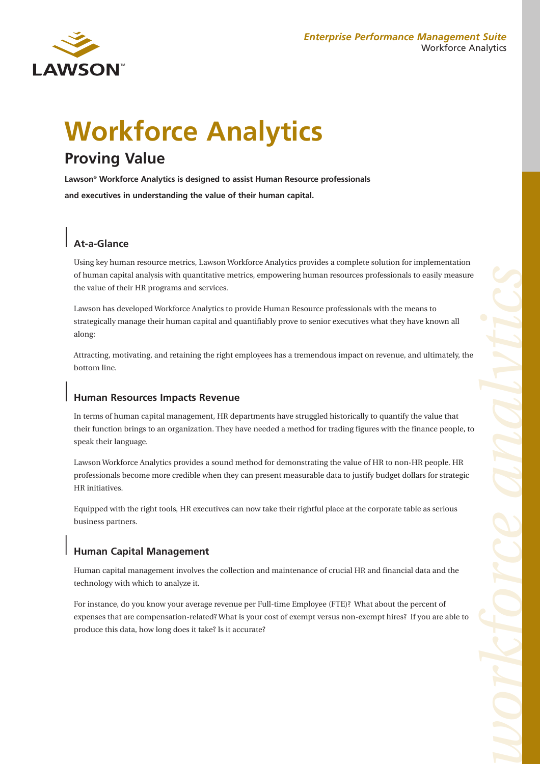# Workforce Analytics

## Proving Value

**Lawson® Workforce Analytics is designed to assist Human Resource professionals and executives in understanding the value of their human capital.**

### At-a-Glance

Using key human resource metrics, Lawson Workforce Analytics provides a complete solution for implementation of human capital analysis with quantitative metrics, empowering human resources professionals to easily measure the value of their HR programs and services.

Lawson has developed Workforce Analytics to provide Human Resource professionals with the means to strategically manage their human capital and quantifiably prove to senior executives what they have known all along:

Attracting, motivating, and retaining the right employees has a tremendous impact on revenue, and ultimately, the bottom line.

### Human Resources Impacts Revenue

In terms of human capital management, HR departments have struggled historically to quantify the value that their function brings to an organization. They have needed a method for trading figures with the finance people, to speak their language.

Lawson Workforce Analytics provides a sound method for demonstrating the value of HR to non-HR people. HR professionals become more credible when they can present measurable data to justify budget dollars for strategic HR initiatives.

Equipped with the right tools, HR executives can now take their rightful place at the corporate table as serious business partners.

### Human Capital Management

Human capital management involves the collection and maintenance of crucial HR and financial data and the technology with which to analyze it.

For instance, do you know your average revenue per Full-time Employee (FTE)? What about the percent of expenses that are compensation-related? What is your cost of exempt versus non-exempt hires? If you are able to produce this data, how long does it take? Is it accurate?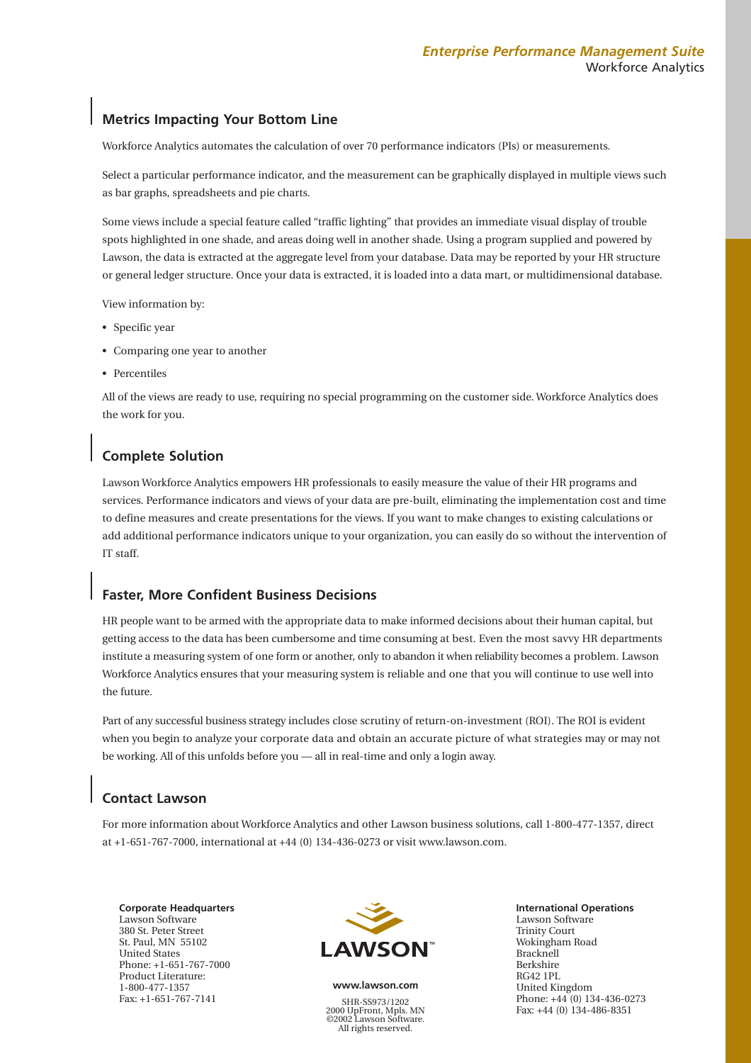## Metrics Impacting Your Bottom Line

Workforce Analytics automates the calculation of over 70 performance indicators (PIs) or measurements.

Select a particular performance indicator, and the measurement can be graphically displayed in multiple views such as bar graphs, spreadsheets and pie charts.

Some views include a special feature called "traffic lighting" that provides an immediate visual display of trouble spots highlighted in one shade, and areas doing well in another shade. Using a program supplied and powered by Lawson, the data is extracted at the aggregate level from your database. Data may be reported by your HR structure or general ledger structure. Once your data is extracted, it is loaded into a data mart, or multidimensional database.

View information by:

- Specific year
- Comparing one year to another
- Percentiles

All of the views are ready to use, requiring no special programming on the customer side. Workforce Analytics does the work for you.

## Complete Solution

Lawson Workforce Analytics empowers HR professionals to easily measure the value of their HR programs and services. Performance indicators and views of your data are pre-built, eliminating the implementation cost and time to define measures and create presentations for the views. If you want to make changes to existing calculations or add additional performance indicators unique to your organization, you can easily do so without the intervention of IT staff.

## Faster, More Confident Business Decisions

HR people want to be armed with the appropriate data to make informed decisions about their human capital, but getting access to the data has been cumbersome and time consuming at best. Even the most savvy HR departments institute a measuring system of one form or another, only to abandon it when reliability becomes a problem. Lawson Workforce Analytics ensures that your measuring system is reliable and one that you will continue to use well into the future.

Part of any successful business strategy includes close scrutiny of return-on-investment (ROI). The ROI is evident when you begin to analyze your corporate data and obtain an accurate picture of what strategies may or may not be working. All of this unfolds before you — all in real-time and only a login away.

## Contact Lawson

For more information about Workforce Analytics and other Lawson business solutions, call 1-800-477-1357, direct at +1-651-767-7000, international at +44 (0) 134-436-0273 or visit www.lawson.com.

**Corporate Headquarters**
Lawson Software
380 St. Peter Street
St. Paul, MN 55102
United States
Phone: +1-651-767-7000
Product Literature:
1-800-477-1357
Fax: +1-651-767-7141

LAWSON™

**www.lawson.com**

SHR-SS973/1202
2000 UpFront, Mpls. MN
©2002 Lawson Software.
All rights reserved.

**International Operations**
Lawson Software
Trinity Court
Wokingham Road
Bracknell
Berkshire
RG42 1PL
United Kingdom
Phone: +44 (0) 134-436-0273
Fax: +44 (0) 134-486-8351